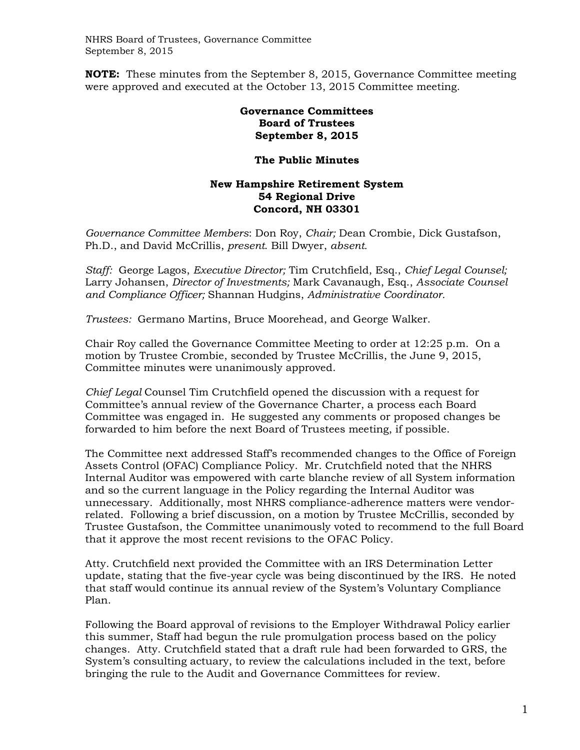**NOTE:** These minutes from the September 8, 2015, Governance Committee meeting were approved and executed at the October 13, 2015 Committee meeting.

**Governance Committees**
**Board of Trustees**
**September 8, 2015**

**The Public Minutes**

**New Hampshire Retirement System**
**54 Regional Drive**
**Concord, NH 03301**

*Governance Committee Members*: Don Roy, *Chair;* Dean Crombie, Dick Gustafson, Ph.D., and David McCrillis, *present.* Bill Dwyer, *absent.*

*Staff:* George Lagos, *Executive Director;* Tim Crutchfield, Esq., *Chief Legal Counsel;* Larry Johansen, *Director of Investments;* Mark Cavanaugh, Esq., *Associate Counsel and Compliance Officer;* Shannan Hudgins, *Administrative Coordinator.*

*Trustees:* Germano Martins, Bruce Moorehead, and George Walker.

Chair Roy called the Governance Committee Meeting to order at 12:25 p.m. On a motion by Trustee Crombie, seconded by Trustee McCrillis, the June 9, 2015, Committee minutes were unanimously approved.

*Chief Legal* Counsel Tim Crutchfield opened the discussion with a request for Committee's annual review of the Governance Charter, a process each Board Committee was engaged in. He suggested any comments or proposed changes be forwarded to him before the next Board of Trustees meeting, if possible.

The Committee next addressed Staff's recommended changes to the Office of Foreign Assets Control (OFAC) Compliance Policy. Mr. Crutchfield noted that the NHRS Internal Auditor was empowered with carte blanche review of all System information and so the current language in the Policy regarding the Internal Auditor was unnecessary. Additionally, most NHRS compliance-adherence matters were vendor-related. Following a brief discussion, on a motion by Trustee McCrillis, seconded by Trustee Gustafson, the Committee unanimously voted to recommend to the full Board that it approve the most recent revisions to the OFAC Policy.

Atty. Crutchfield next provided the Committee with an IRS Determination Letter update, stating that the five-year cycle was being discontinued by the IRS. He noted that staff would continue its annual review of the System's Voluntary Compliance Plan.

Following the Board approval of revisions to the Employer Withdrawal Policy earlier this summer, Staff had begun the rule promulgation process based on the policy changes. Atty. Crutchfield stated that a draft rule had been forwarded to GRS, the System's consulting actuary, to review the calculations included in the text, before bringing the rule to the Audit and Governance Committees for review.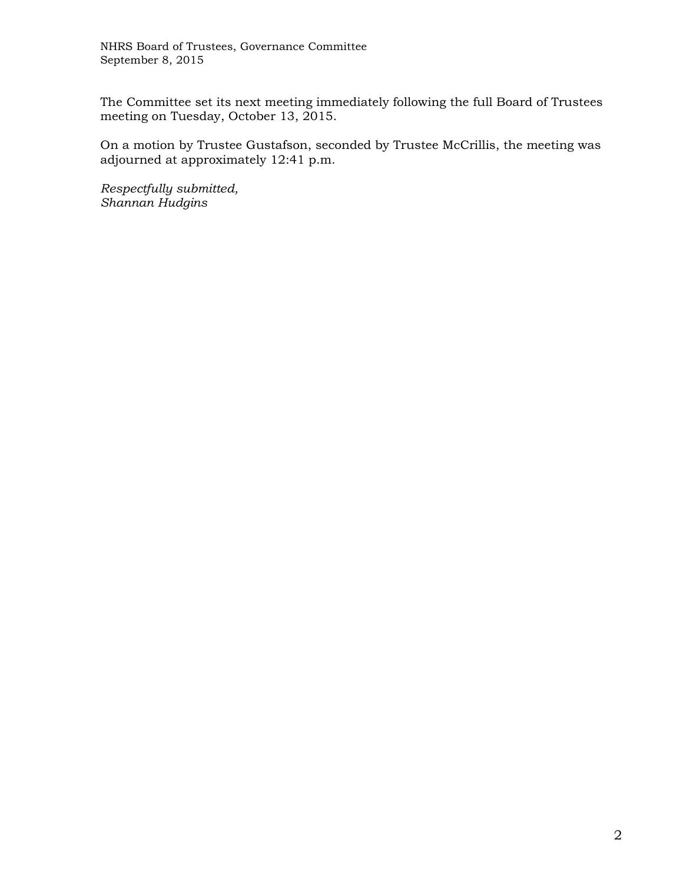The Committee set its next meeting immediately following the full Board of Trustees meeting on Tuesday, October 13, 2015.

On a motion by Trustee Gustafson, seconded by Trustee McCrillis, the meeting was adjourned at approximately 12:41 p.m.

*Respectfully submitted,*
*Shannan Hudgins*